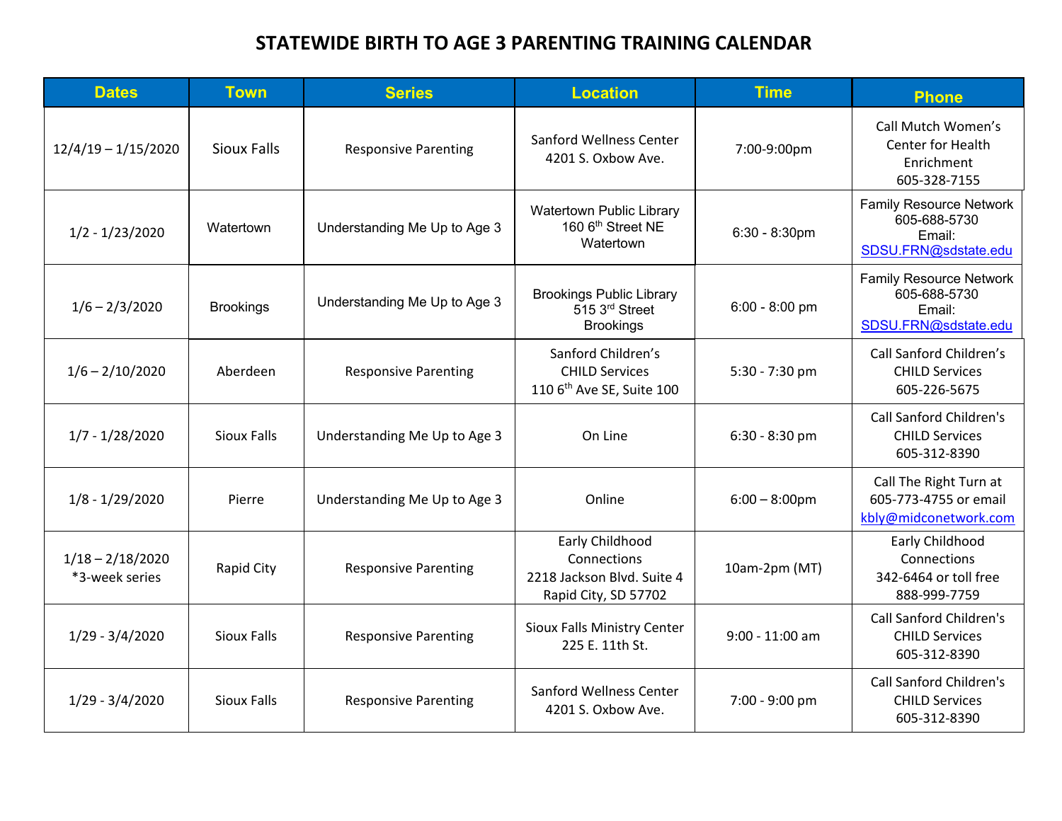# STATEWIDE BIRTH TO AGE 3 PARENTING TRAINING CALENDAR

| Dates | Town | Series | Location | Time | Phone |
|---|---|---|---|---|---|
| 12/4/19 – 1/15/2020 | Sioux Falls | Responsive Parenting | Sanford Wellness Center 4201 S. Oxbow Ave. | 7:00-9:00pm | Call Mutch Women's Center for Health Enrichment 605-328-7155 |
| 1/2 - 1/23/2020 | Watertown | Understanding Me Up to Age 3 | Watertown Public Library 160 6th Street NE Watertown | 6:30 - 8:30pm | Family Resource Network 605-688-5730 Email: SDSU.FRN@sdstate.edu |
| 1/6 – 2/3/2020 | Brookings | Understanding Me Up to Age 3 | Brookings Public Library 515 3rd Street Brookings | 6:00 - 8:00 pm | Family Resource Network 605-688-5730 Email: SDSU.FRN@sdstate.edu |
| 1/6 – 2/10/2020 | Aberdeen | Responsive Parenting | Sanford Children's CHILD Services 110 6th Ave SE, Suite 100 | 5:30 - 7:30 pm | Call Sanford Children's CHILD Services 605-226-5675 |
| 1/7 - 1/28/2020 | Sioux Falls | Understanding Me Up to Age 3 | On Line | 6:30 - 8:30 pm | Call Sanford Children's CHILD Services 605-312-8390 |
| 1/8 - 1/29/2020 | Pierre | Understanding Me Up to Age 3 | Online | 6:00 – 8:00pm | Call The Right Turn at 605-773-4755 or email kbly@midconetwork.com |
| 1/18 – 2/18/2020 *3-week series | Rapid City | Responsive Parenting | Early Childhood Connections 2218 Jackson Blvd. Suite 4 Rapid City, SD 57702 | 10am-2pm (MT) | Early Childhood Connections 342-6464 or toll free 888-999-7759 |
| 1/29 - 3/4/2020 | Sioux Falls | Responsive Parenting | Sioux Falls Ministry Center 225 E. 11th St. | 9:00 - 11:00 am | Call Sanford Children's CHILD Services 605-312-8390 |
| 1/29 - 3/4/2020 | Sioux Falls | Responsive Parenting | Sanford Wellness Center 4201 S. Oxbow Ave. | 7:00 - 9:00 pm | Call Sanford Children's CHILD Services 605-312-8390 |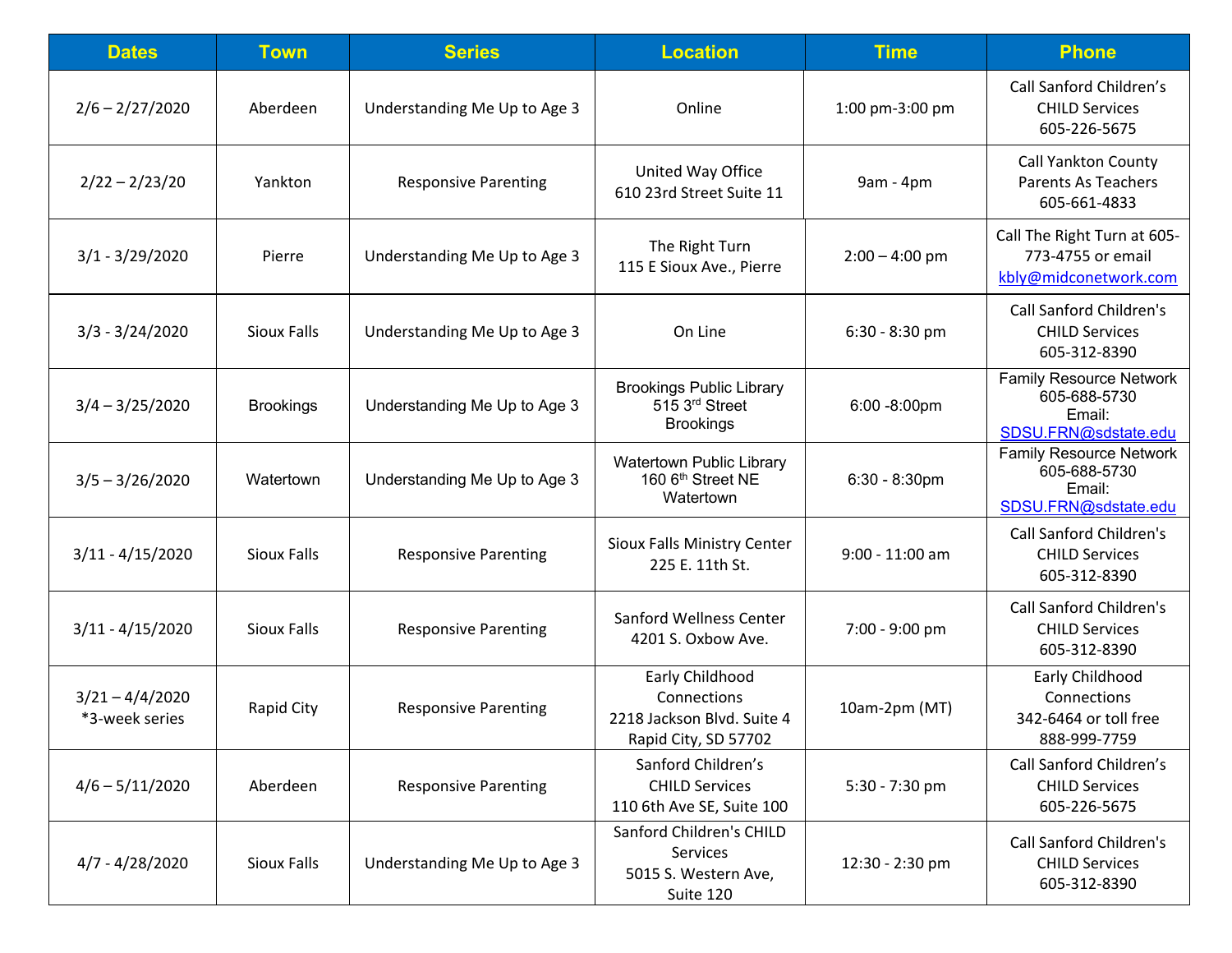| Dates | Town | Series | Location | Time | Phone |
| --- | --- | --- | --- | --- | --- |
| 2/6 – 2/27/2020 | Aberdeen | Understanding Me Up to Age 3 | Online | 1:00 pm-3:00 pm | Call Sanford Children's CHILD Services 605-226-5675 |
| 2/22 – 2/23/20 | Yankton | Responsive Parenting | United Way Office 610 23rd Street Suite 11 | 9am - 4pm | Call Yankton County Parents As Teachers 605-661-4833 |
| 3/1 - 3/29/2020 | Pierre | Understanding Me Up to Age 3 | The Right Turn 115 E Sioux Ave., Pierre | 2:00 – 4:00 pm | Call The Right Turn at 605-773-4755 or email kbly@midconetwork.com |
| 3/3 - 3/24/2020 | Sioux Falls | Understanding Me Up to Age 3 | On Line | 6:30 - 8:30 pm | Call Sanford Children's CHILD Services 605-312-8390 |
| 3/4 – 3/25/2020 | Brookings | Understanding Me Up to Age 3 | Brookings Public Library 515 3rd Street Brookings | 6:00 -8:00pm | Family Resource Network 605-688-5730 Email: SDSU.FRN@sdstate.edu |
| 3/5 – 3/26/2020 | Watertown | Understanding Me Up to Age 3 | Watertown Public Library 160 6th Street NE Watertown | 6:30 - 8:30pm | Family Resource Network 605-688-5730 Email: SDSU.FRN@sdstate.edu |
| 3/11 - 4/15/2020 | Sioux Falls | Responsive Parenting | Sioux Falls Ministry Center 225 E. 11th St. | 9:00 - 11:00 am | Call Sanford Children's CHILD Services 605-312-8390 |
| 3/11 - 4/15/2020 | Sioux Falls | Responsive Parenting | Sanford Wellness Center 4201 S. Oxbow Ave. | 7:00 - 9:00 pm | Call Sanford Children's CHILD Services 605-312-8390 |
| 3/21 – 4/4/2020 *3-week series | Rapid City | Responsive Parenting | Early Childhood Connections 2218 Jackson Blvd. Suite 4 Rapid City, SD 57702 | 10am-2pm (MT) | Early Childhood Connections 342-6464 or toll free 888-999-7759 |
| 4/6 – 5/11/2020 | Aberdeen | Responsive Parenting | Sanford Children's CHILD Services 110 6th Ave SE, Suite 100 | 5:30 - 7:30 pm | Call Sanford Children's CHILD Services 605-226-5675 |
| 4/7 - 4/28/2020 | Sioux Falls | Understanding Me Up to Age 3 | Sanford Children's CHILD Services 5015 S. Western Ave, Suite 120 | 12:30 - 2:30 pm | Call Sanford Children's CHILD Services 605-312-8390 |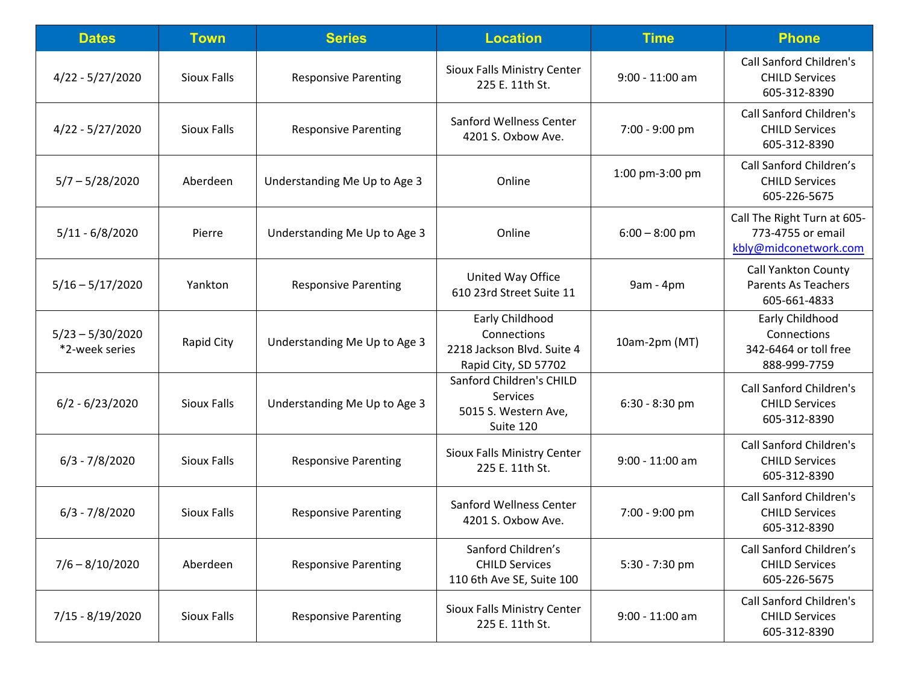| Dates | Town | Series | Location | Time | Phone |
|---|---|---|---|---|---|
| 4/22 - 5/27/2020 | Sioux Falls | Responsive Parenting | Sioux Falls Ministry Center 225 E. 11th St. | 9:00 - 11:00 am | Call Sanford Children's CHILD Services 605-312-8390 |
| 4/22 - 5/27/2020 | Sioux Falls | Responsive Parenting | Sanford Wellness Center 4201 S. Oxbow Ave. | 7:00 - 9:00 pm | Call Sanford Children's CHILD Services 605-312-8390 |
| 5/7 – 5/28/2020 | Aberdeen | Understanding Me Up to Age 3 | Online | 1:00 pm-3:00 pm | Call Sanford Children's CHILD Services 605-226-5675 |
| 5/11 - 6/8/2020 | Pierre | Understanding Me Up to Age 3 | Online | 6:00 – 8:00 pm | Call The Right Turn at 605-773-4755 or email kbly@midconetwork.com |
| 5/16 – 5/17/2020 | Yankton | Responsive Parenting | United Way Office 610 23rd Street Suite 11 | 9am - 4pm | Call Yankton County Parents As Teachers 605-661-4833 |
| 5/23 – 5/30/2020 *2-week series | Rapid City | Understanding Me Up to Age 3 | Early Childhood Connections 2218 Jackson Blvd. Suite 4 Rapid City, SD 57702 | 10am-2pm (MT) | Early Childhood Connections 342-6464 or toll free 888-999-7759 |
| 6/2 - 6/23/2020 | Sioux Falls | Understanding Me Up to Age 3 | Sanford Children's CHILD Services 5015 S. Western Ave, Suite 120 | 6:30 - 8:30 pm | Call Sanford Children's CHILD Services 605-312-8390 |
| 6/3 - 7/8/2020 | Sioux Falls | Responsive Parenting | Sioux Falls Ministry Center 225 E. 11th St. | 9:00 - 11:00 am | Call Sanford Children's CHILD Services 605-312-8390 |
| 6/3 - 7/8/2020 | Sioux Falls | Responsive Parenting | Sanford Wellness Center 4201 S. Oxbow Ave. | 7:00 - 9:00 pm | Call Sanford Children's CHILD Services 605-312-8390 |
| 7/6 – 8/10/2020 | Aberdeen | Responsive Parenting | Sanford Children's CHILD Services 110 6th Ave SE, Suite 100 | 5:30 - 7:30 pm | Call Sanford Children's CHILD Services 605-226-5675 |
| 7/15 - 8/19/2020 | Sioux Falls | Responsive Parenting | Sioux Falls Ministry Center 225 E. 11th St. | 9:00 - 11:00 am | Call Sanford Children's CHILD Services 605-312-8390 |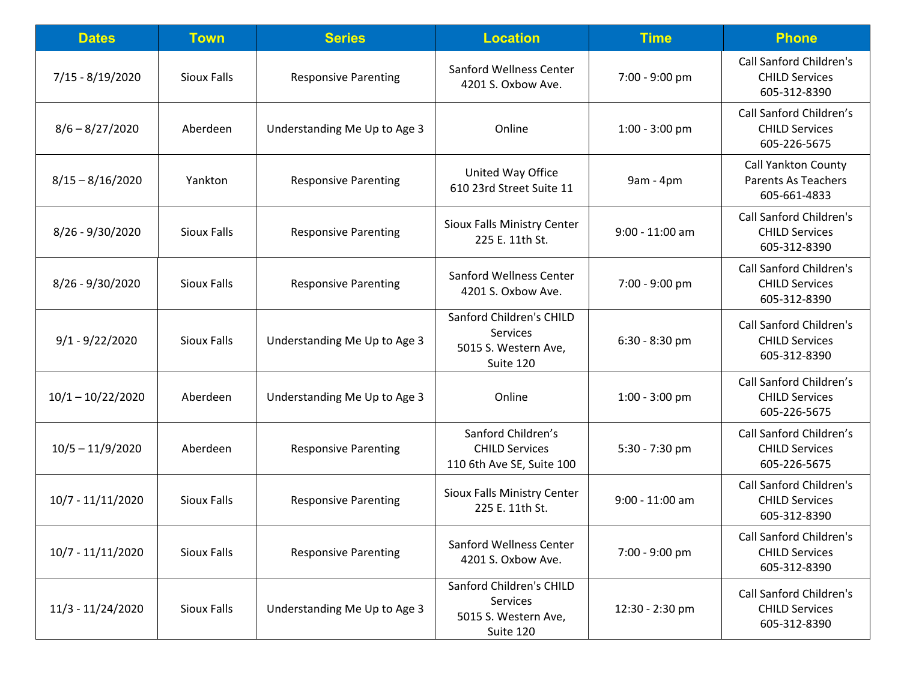| Dates | Town | Series | Location | Time | Phone |
|---|---|---|---|---|---|
| 7/15 - 8/19/2020 | Sioux Falls | Responsive Parenting | Sanford Wellness Center 4201 S. Oxbow Ave. | 7:00 - 9:00 pm | Call Sanford Children's CHILD Services 605-312-8390 |
| 8/6 – 8/27/2020 | Aberdeen | Understanding Me Up to Age 3 | Online | 1:00 - 3:00 pm | Call Sanford Children's CHILD Services 605-226-5675 |
| 8/15 – 8/16/2020 | Yankton | Responsive Parenting | United Way Office 610 23rd Street Suite 11 | 9am - 4pm | Call Yankton County Parents As Teachers 605-661-4833 |
| 8/26 - 9/30/2020 | Sioux Falls | Responsive Parenting | Sioux Falls Ministry Center 225 E. 11th St. | 9:00 - 11:00 am | Call Sanford Children's CHILD Services 605-312-8390 |
| 8/26 - 9/30/2020 | Sioux Falls | Responsive Parenting | Sanford Wellness Center 4201 S. Oxbow Ave. | 7:00 - 9:00 pm | Call Sanford Children's CHILD Services 605-312-8390 |
| 9/1 - 9/22/2020 | Sioux Falls | Understanding Me Up to Age 3 | Sanford Children's CHILD Services 5015 S. Western Ave, Suite 120 | 6:30 - 8:30 pm | Call Sanford Children's CHILD Services 605-312-8390 |
| 10/1 – 10/22/2020 | Aberdeen | Understanding Me Up to Age 3 | Online | 1:00 - 3:00 pm | Call Sanford Children's CHILD Services 605-226-5675 |
| 10/5 – 11/9/2020 | Aberdeen | Responsive Parenting | Sanford Children's CHILD Services 110 6th Ave SE, Suite 100 | 5:30 - 7:30 pm | Call Sanford Children's CHILD Services 605-226-5675 |
| 10/7 - 11/11/2020 | Sioux Falls | Responsive Parenting | Sioux Falls Ministry Center 225 E. 11th St. | 9:00 - 11:00 am | Call Sanford Children's CHILD Services 605-312-8390 |
| 10/7 - 11/11/2020 | Sioux Falls | Responsive Parenting | Sanford Wellness Center 4201 S. Oxbow Ave. | 7:00 - 9:00 pm | Call Sanford Children's CHILD Services 605-312-8390 |
| 11/3 - 11/24/2020 | Sioux Falls | Understanding Me Up to Age 3 | Sanford Children's CHILD Services 5015 S. Western Ave, Suite 120 | 12:30 - 2:30 pm | Call Sanford Children's CHILD Services 605-312-8390 |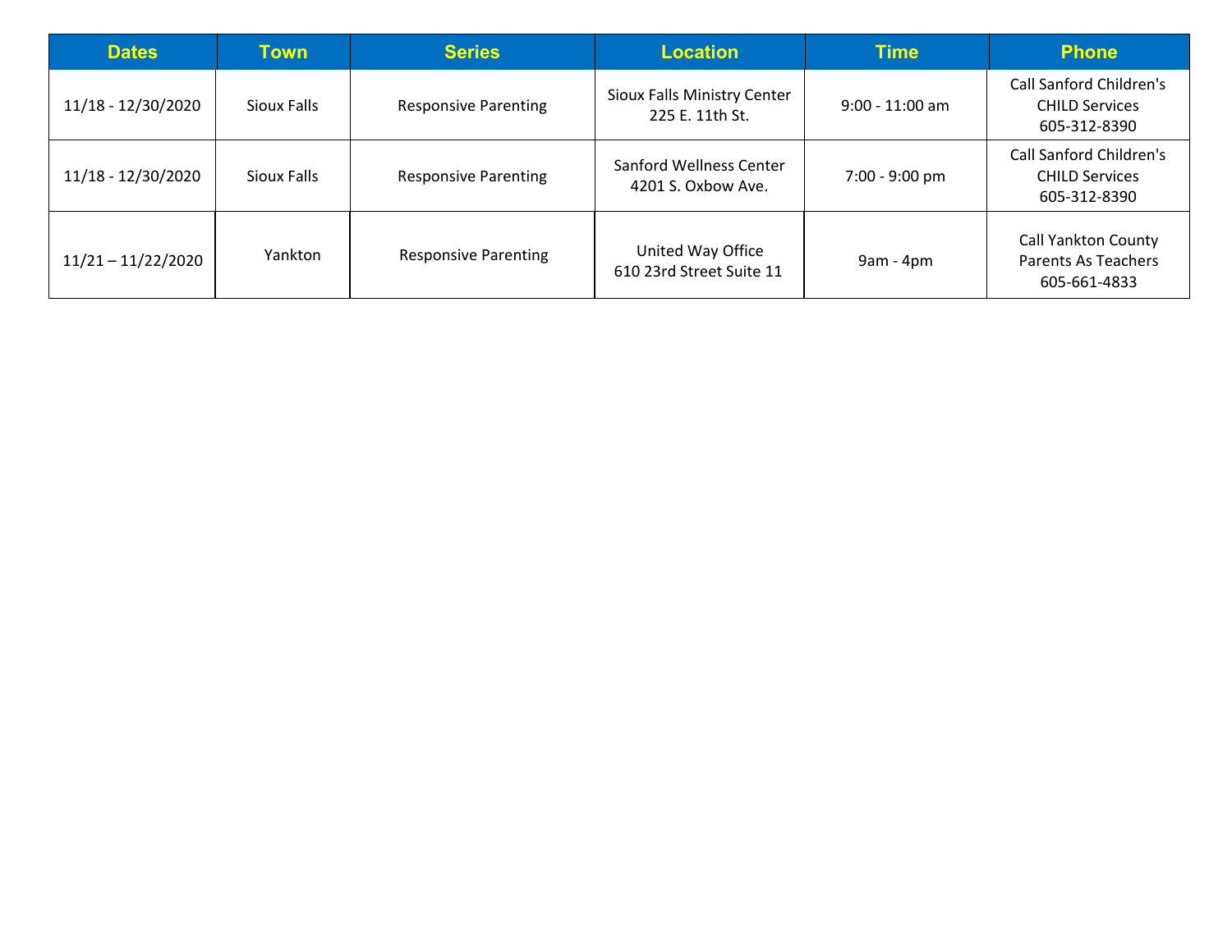| Dates | Town | Series | Location | Time | Phone |
|---|---|---|---|---|---|
| 11/18 - 12/30/2020 | Sioux Falls | Responsive Parenting | Sioux Falls Ministry Center 225 E. 11th St. | 9:00 - 11:00 am | Call Sanford Children's CHILD Services 605-312-8390 |
| 11/18 - 12/30/2020 | Sioux Falls | Responsive Parenting | Sanford Wellness Center 4201 S. Oxbow Ave. | 7:00 - 9:00 pm | Call Sanford Children's CHILD Services 605-312-8390 |
| 11/21 – 11/22/2020 | Yankton | Responsive Parenting | United Way Office 610 23rd Street Suite 11 | 9am - 4pm | Call Yankton County Parents As Teachers 605-661-4833 |